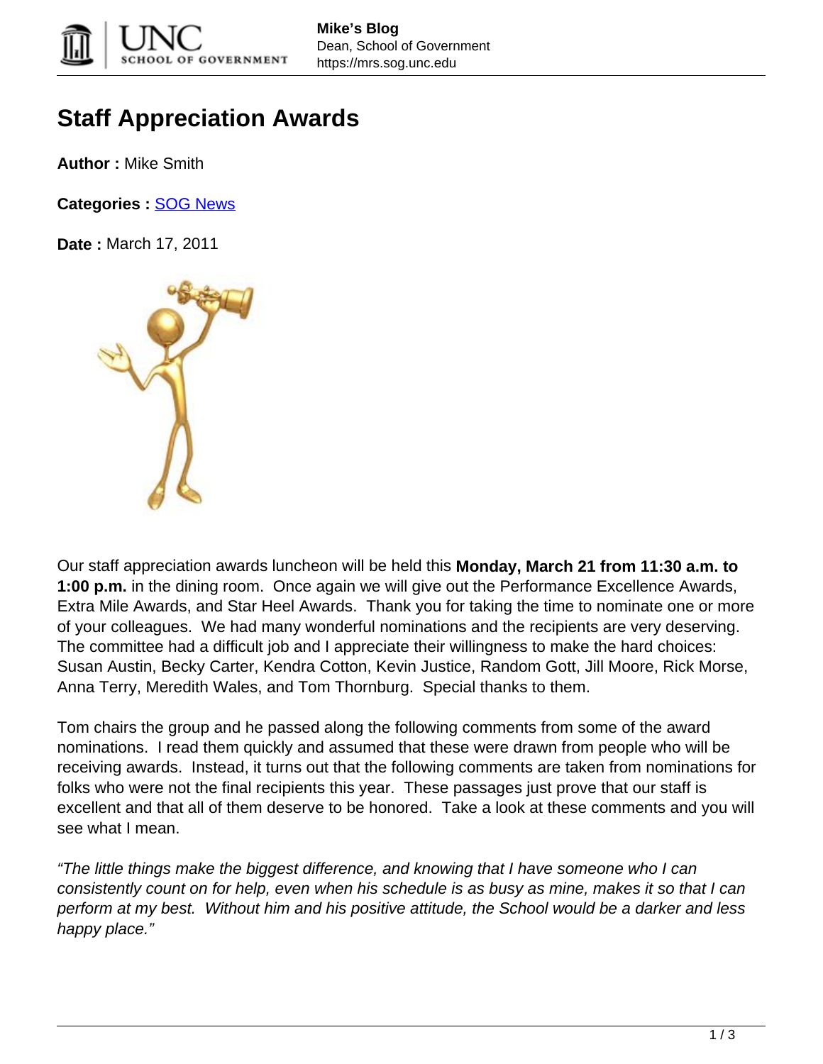# Staff Appreciation Awards

**Author :** Mike Smith

**Categories :** SOG News

**Date :** March 17, 2011

Our staff appreciation awards luncheon will be held this **Monday, March 21 from 11:30 a.m. to 1:00 p.m.** in the dining room. Once again we will give out the Performance Excellence Awards, Extra Mile Awards, and Star Heel Awards. Thank you for taking the time to nominate one or more of your colleagues. We had many wonderful nominations and the recipients are very deserving. The committee had a difficult job and I appreciate their willingness to make the hard choices: Susan Austin, Becky Carter, Kendra Cotton, Kevin Justice, Random Gott, Jill Moore, Rick Morse, Anna Terry, Meredith Wales, and Tom Thornburg. Special thanks to them.

Tom chairs the group and he passed along the following comments from some of the award nominations. I read them quickly and assumed that these were drawn from people who will be receiving awards. Instead, it turns out that the following comments are taken from nominations for folks who were not the final recipients this year. These passages just prove that our staff is excellent and that all of them deserve to be honored. Take a look at these comments and you will see what I mean.

*"The little things make the biggest difference, and knowing that I have someone who I can consistently count on for help, even when his schedule is as busy as mine, makes it so that I can perform at my best. Without him and his positive attitude, the School would be a darker and less happy place."*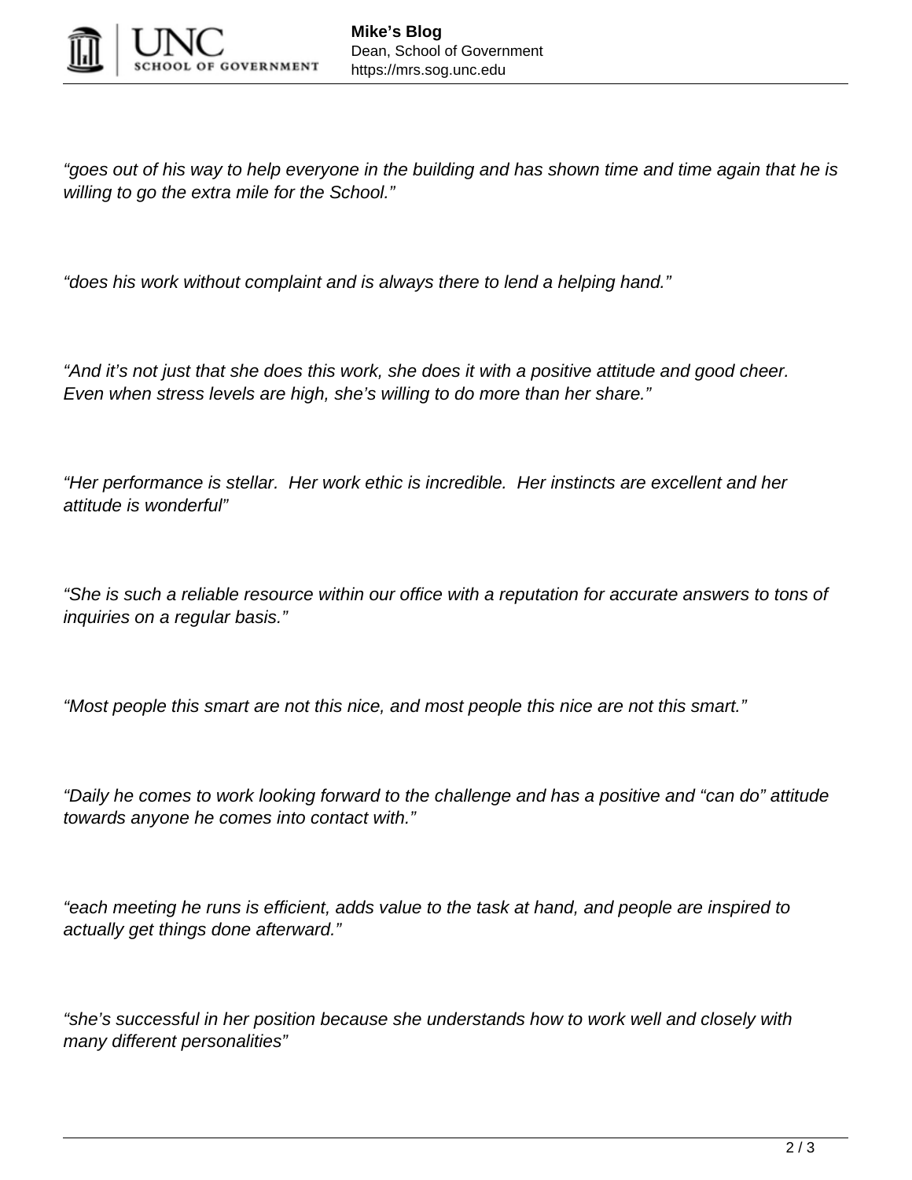*“goes out of his way to help everyone in the building and has shown time and time again that he is willing to go the extra mile for the School.”*

*“does his work without complaint and is always there to lend a helping hand.”*

*“And it’s not just that she does this work, she does it with a positive attitude and good cheer. Even when stress levels are high, she’s willing to do more than her share.”*

*“Her performance is stellar. Her work ethic is incredible. Her instincts are excellent and her attitude is wonderful”*

*“She is such a reliable resource within our office with a reputation for accurate answers to tons of inquiries on a regular basis.”*

*“Most people this smart are not this nice, and most people this nice are not this smart.”*

*“Daily he comes to work looking forward to the challenge and has a positive and “can do” attitude towards anyone he comes into contact with.”*

*“each meeting he runs is efficient, adds value to the task at hand, and people are inspired to actually get things done afterward.”*

*“she’s successful in her position because she understands how to work well and closely with many different personalities”*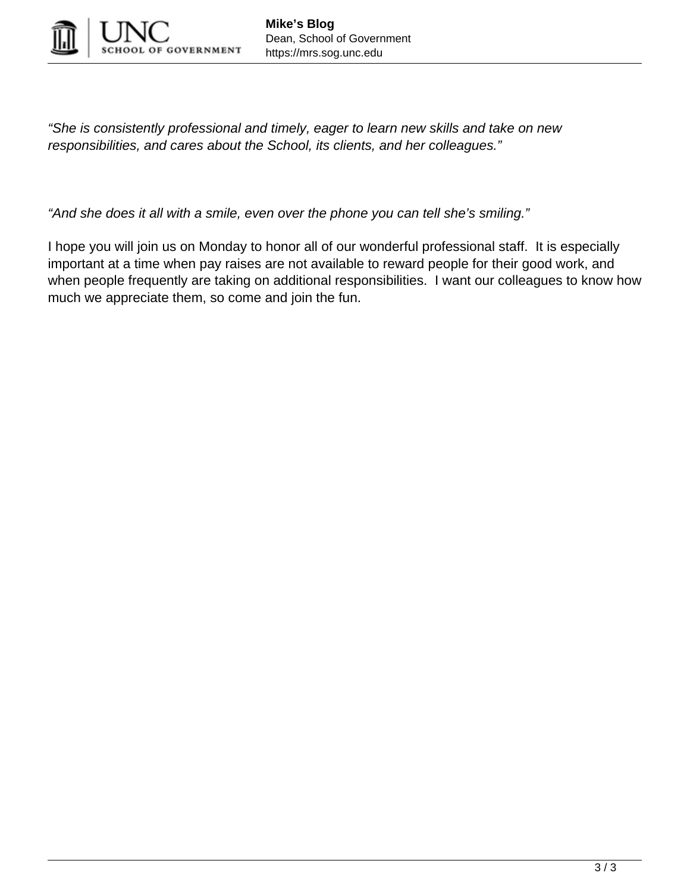*"She is consistently professional and timely, eager to learn new skills and take on new responsibilities, and cares about the School, its clients, and her colleagues."*

*"And she does it all with a smile, even over the phone you can tell she's smiling."*

I hope you will join us on Monday to honor all of our wonderful professional staff. It is especially important at a time when pay raises are not available to reward people for their good work, and when people frequently are taking on additional responsibilities. I want our colleagues to know how much we appreciate them, so come and join the fun.